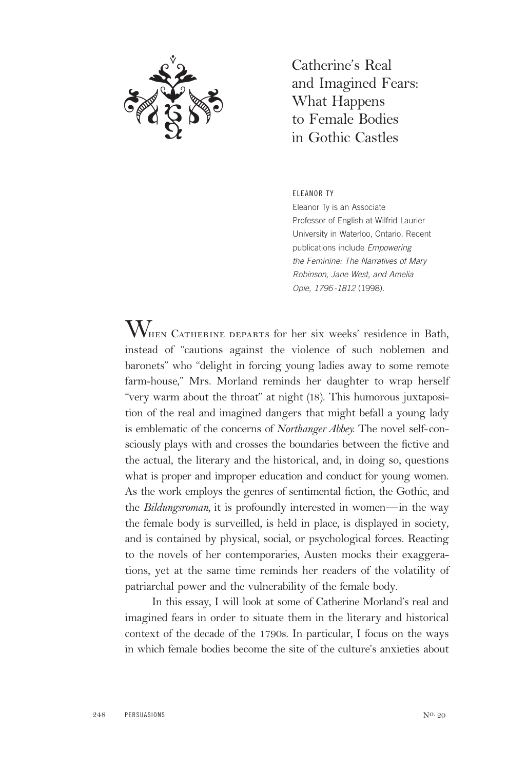# Catherine's Real and Imagined Fears: What Happens to Female Bodies in Gothic Castles

ELEANOR TY

Eleanor Ty is an Associate Professor of English at Wilfrid Laurier University in Waterloo, Ontario. Recent publications include *Empowering the Feminine: The Narratives of Mary Robinson, Jane West, and Amelia Opie, 1796-1812* (1998).

When Catherine departs for her six weeks' residence in Bath, instead of "cautions against the violence of such noblemen and baronets" who "delight in forcing young ladies away to some remote farm-house," Mrs. Morland reminds her daughter to wrap herself "very warm about the throat" at night (18). This humorous juxtaposition of the real and imagined dangers that might befall a young lady is emblematic of the concerns of *Northanger Abbey*. The novel self-consciously plays with and crosses the boundaries between the fictive and the actual, the literary and the historical, and, in doing so, questions what is proper and improper education and conduct for young women. As the work employs the genres of sentimental fiction, the Gothic, and the *Bildungsroman*, it is profoundly interested in women—in the way the female body is surveilled, is held in place, is displayed in society, and is contained by physical, social, or psychological forces. Reacting to the novels of her contemporaries, Austen mocks their exaggerations, yet at the same time reminds her readers of the volatility of patriarchal power and the vulnerability of the female body.

In this essay, I will look at some of Catherine Morland's real and imagined fears in order to situate them in the literary and historical context of the decade of the 1790s. In particular, I focus on the ways in which female bodies become the site of the culture's anxieties about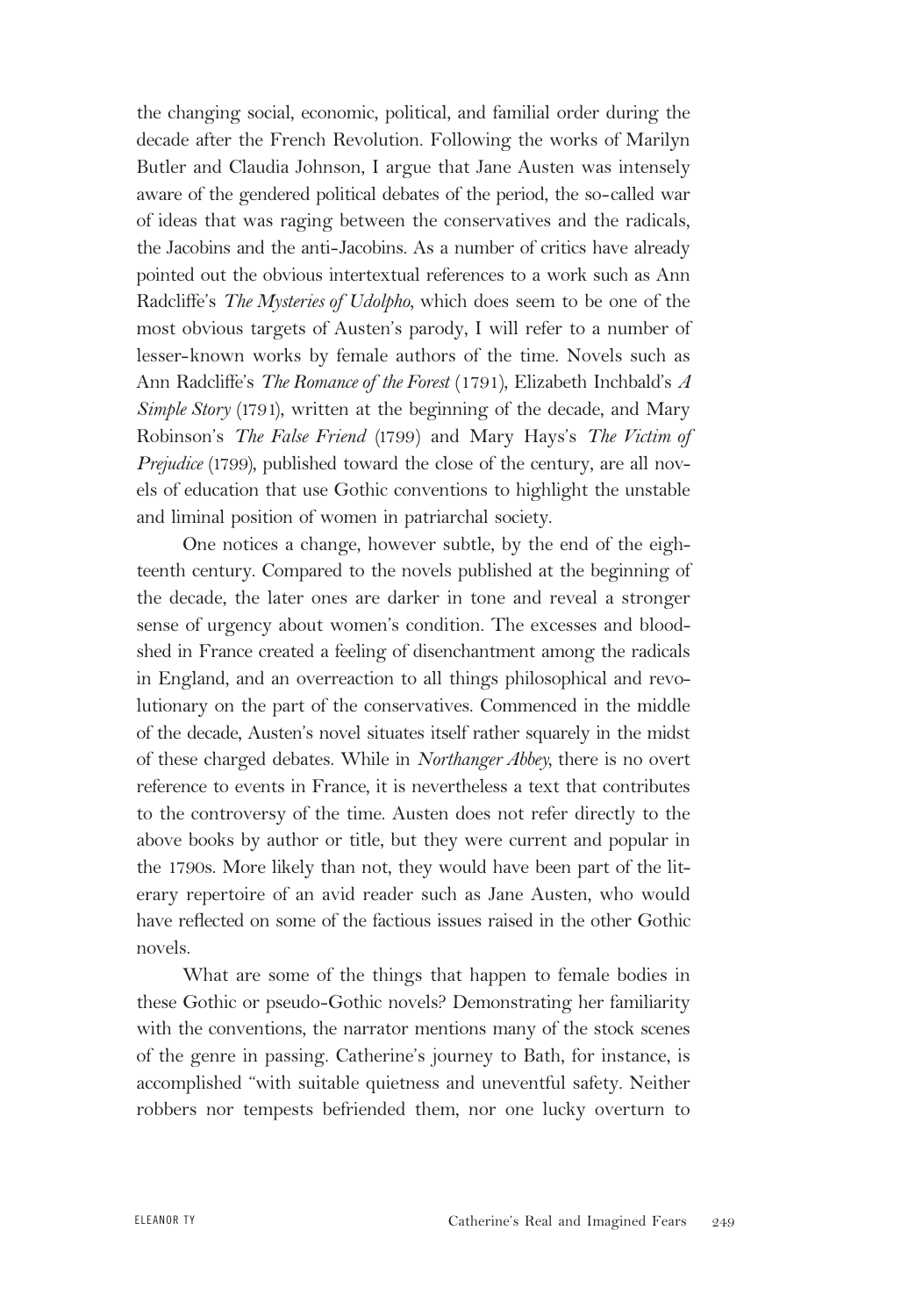the changing social, economic, political, and familial order during the decade after the French Revolution. Following the works of Marilyn Butler and Claudia Johnson, I argue that Jane Austen was intensely aware of the gendered political debates of the period, the so-called war of ideas that was raging between the conservatives and the radicals, the Jacobins and the anti-Jacobins. As a number of critics have already pointed out the obvious intertextual references to a work such as Ann Radcliffe's *The Mysteries of Udolpho*, which does seem to be one of the most obvious targets of Austen's parody, I will refer to a number of lesser-known works by female authors of the time. Novels such as Ann Radcliffe's *The Romance of the Forest* (1791), Elizabeth Inchbald's *A Simple Story* (1791), written at the beginning of the decade, and Mary Robinson's *The False Friend* (1799) and Mary Hays's *The Victim of Prejudice* (1799), published toward the close of the century, are all novels of education that use Gothic conventions to highlight the unstable and liminal position of women in patriarchal society.

One notices a change, however subtle, by the end of the eighteenth century. Compared to the novels published at the beginning of the decade, the later ones are darker in tone and reveal a stronger sense of urgency about women's condition. The excesses and bloodshed in France created a feeling of disenchantment among the radicals in England, and an overreaction to all things philosophical and revolutionary on the part of the conservatives. Commenced in the middle of the decade, Austen's novel situates itself rather squarely in the midst of these charged debates. While in *Northanger Abbey*, there is no overt reference to events in France, it is nevertheless a text that contributes to the controversy of the time. Austen does not refer directly to the above books by author or title, but they were current and popular in the 1790s. More likely than not, they would have been part of the literary repertoire of an avid reader such as Jane Austen, who would have reflected on some of the factious issues raised in the other Gothic novels.

What are some of the things that happen to female bodies in these Gothic or pseudo-Gothic novels? Demonstrating her familiarity with the conventions, the narrator mentions many of the stock scenes of the genre in passing. Catherine's journey to Bath, for instance, is accomplished "with suitable quietness and uneventful safety. Neither robbers nor tempests befriended them, nor one lucky overturn to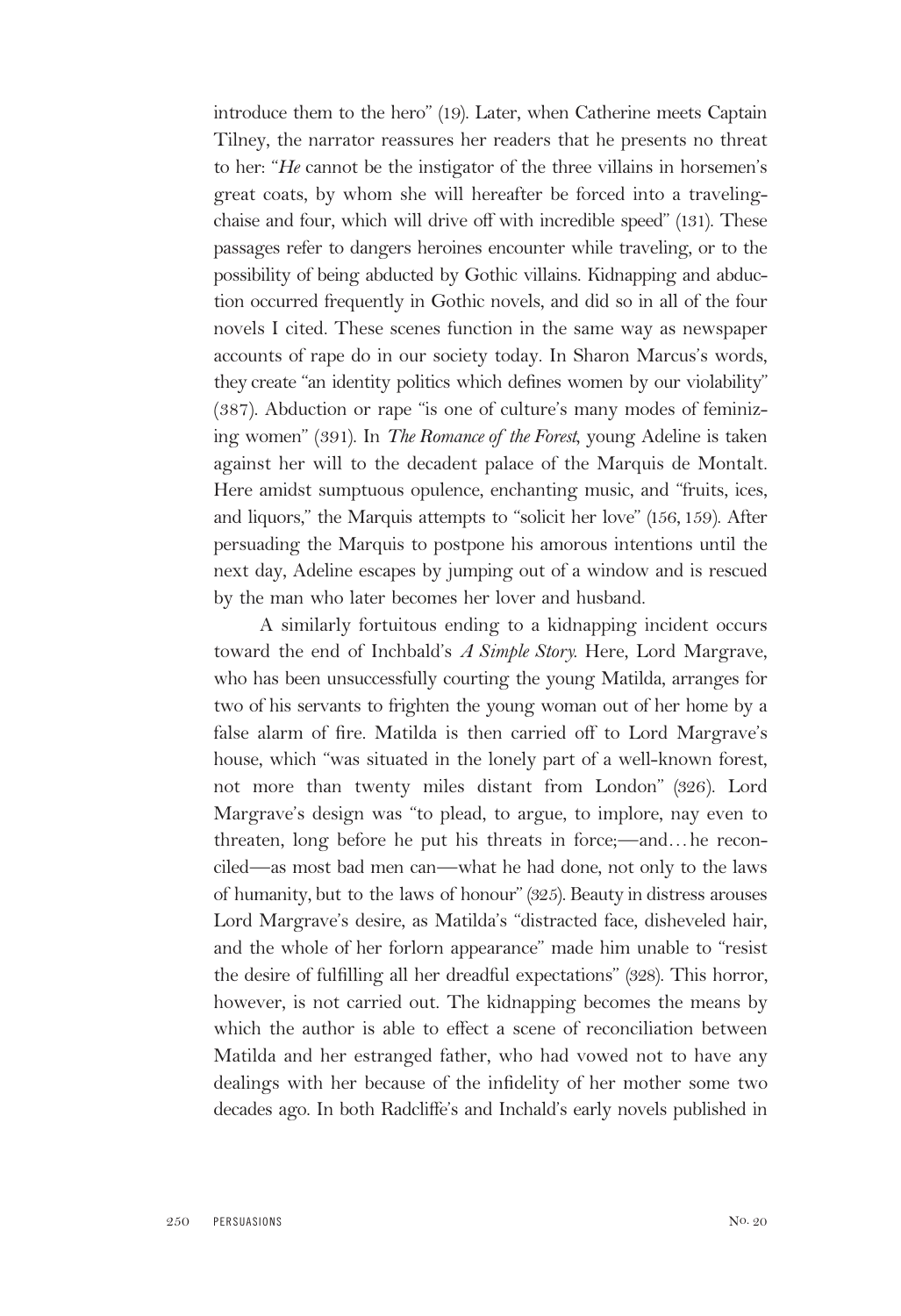introduce them to the hero" (19). Later, when Catherine meets Captain Tilney, the narrator reassures her readers that he presents no threat to her: "*He* cannot be the instigator of the three villains in horsemen's great coats, by whom she will hereafter be forced into a traveling-chaise and four, which will drive off with incredible speed" (131). These passages refer to dangers heroines encounter while traveling, or to the possibility of being abducted by Gothic villains. Kidnapping and abduction occurred frequently in Gothic novels, and did so in all of the four novels I cited. These scenes function in the same way as newspaper accounts of rape do in our society today. In Sharon Marcus's words, they create "an identity politics which defines women by our violability" (387). Abduction or rape "is one of culture's many modes of feminizing women" (391). In *The Romance of the Forest*, young Adeline is taken against her will to the decadent palace of the Marquis de Montalt. Here amidst sumptuous opulence, enchanting music, and "fruits, ices, and liquors," the Marquis attempts to "solicit her love" (156, 159). After persuading the Marquis to postpone his amorous intentions until the next day, Adeline escapes by jumping out of a window and is rescued by the man who later becomes her lover and husband.

A similarly fortuitous ending to a kidnapping incident occurs toward the end of Inchbald's *A Simple Story*. Here, Lord Margrave, who has been unsuccessfully courting the young Matilda, arranges for two of his servants to frighten the young woman out of her home by a false alarm of fire. Matilda is then carried off to Lord Margrave's house, which "was situated in the lonely part of a well-known forest, not more than twenty miles distant from London" (326). Lord Margrave's design was "to plead, to argue, to implore, nay even to threaten, long before he put his threats in force;—and…he reconciled—as most bad men can—what he had done, not only to the laws of humanity, but to the laws of honour" (325). Beauty in distress arouses Lord Margrave's desire, as Matilda's "distracted face, disheveled hair, and the whole of her forlorn appearance" made him unable to "resist the desire of fulfilling all her dreadful expectations" (328). This horror, however, is not carried out. The kidnapping becomes the means by which the author is able to effect a scene of reconciliation between Matilda and her estranged father, who had vowed not to have any dealings with her because of the infidelity of her mother some two decades ago. In both Radcliffe's and Inchald's early novels published in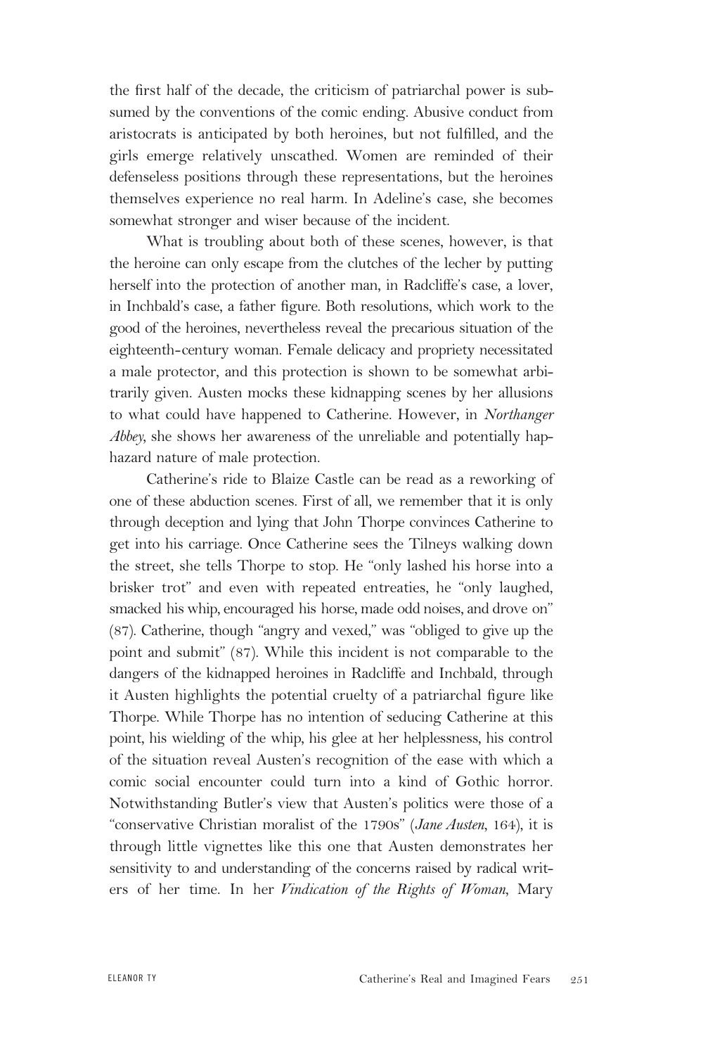the first half of the decade, the criticism of patriarchal power is subsumed by the conventions of the comic ending. Abusive conduct from aristocrats is anticipated by both heroines, but not fulfilled, and the girls emerge relatively unscathed. Women are reminded of their defenseless positions through these representations, but the heroines themselves experience no real harm. In Adeline's case, she becomes somewhat stronger and wiser because of the incident.

What is troubling about both of these scenes, however, is that the heroine can only escape from the clutches of the lecher by putting herself into the protection of another man, in Radcliffe's case, a lover, in Inchbald's case, a father figure. Both resolutions, which work to the good of the heroines, nevertheless reveal the precarious situation of the eighteenth-century woman. Female delicacy and propriety necessitated a male protector, and this protection is shown to be somewhat arbitrarily given. Austen mocks these kidnapping scenes by her allusions to what could have happened to Catherine. However, in *Northanger Abbey*, she shows her awareness of the unreliable and potentially haphazard nature of male protection.

Catherine's ride to Blaize Castle can be read as a reworking of one of these abduction scenes. First of all, we remember that it is only through deception and lying that John Thorpe convinces Catherine to get into his carriage. Once Catherine sees the Tilneys walking down the street, she tells Thorpe to stop. He "only lashed his horse into a brisker trot" and even with repeated entreaties, he "only laughed, smacked his whip, encouraged his horse, made odd noises, and drove on" (87). Catherine, though "angry and vexed," was "obliged to give up the point and submit" (87). While this incident is not comparable to the dangers of the kidnapped heroines in Radcliffe and Inchbald, through it Austen highlights the potential cruelty of a patriarchal figure like Thorpe. While Thorpe has no intention of seducing Catherine at this point, his wielding of the whip, his glee at her helplessness, his control of the situation reveal Austen's recognition of the ease with which a comic social encounter could turn into a kind of Gothic horror. Notwithstanding Butler's view that Austen's politics were those of a "conservative Christian moralist of the 1790s" (*Jane Austen*, 164), it is through little vignettes like this one that Austen demonstrates her sensitivity to and understanding of the concerns raised by radical writers of her time. In her *Vindication of the Rights of Woman*, Mary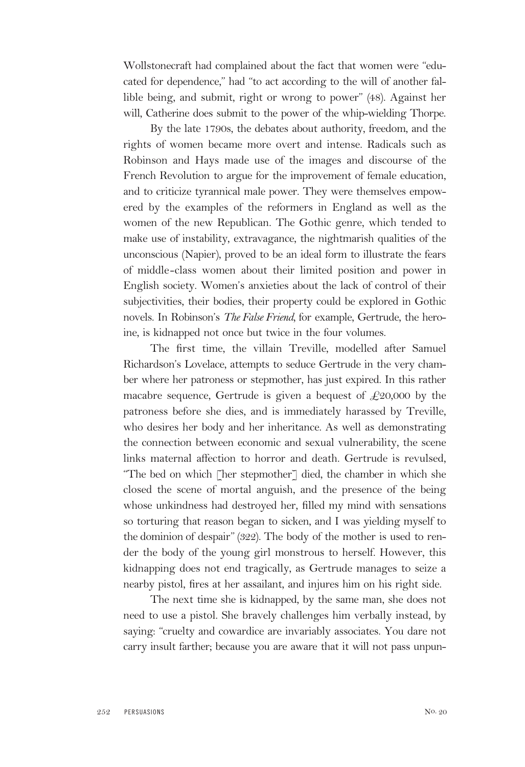Wollstonecraft had complained about the fact that women were "educated for dependence," had "to act according to the will of another fallible being, and submit, right or wrong to power" (48). Against her will, Catherine does submit to the power of the whip-wielding Thorpe.

By the late 1790s, the debates about authority, freedom, and the rights of women became more overt and intense. Radicals such as Robinson and Hays made use of the images and discourse of the French Revolution to argue for the improvement of female education, and to criticize tyrannical male power. They were themselves empowered by the examples of the reformers in England as well as the women of the new Republican. The Gothic genre, which tended to make use of instability, extravagance, the nightmarish qualities of the unconscious (Napier), proved to be an ideal form to illustrate the fears of middle-class women about their limited position and power in English society. Women's anxieties about the lack of control of their subjectivities, their bodies, their property could be explored in Gothic novels. In Robinson's *The False Friend*, for example, Gertrude, the heroine, is kidnapped not once but twice in the four volumes.

The first time, the villain Treville, modelled after Samuel Richardson's Lovelace, attempts to seduce Gertrude in the very chamber where her patroness or stepmother, has just expired. In this rather macabre sequence, Gertrude is given a bequest of £20,000 by the patroness before she dies, and is immediately harassed by Treville, who desires her body and her inheritance. As well as demonstrating the connection between economic and sexual vulnerability, the scene links maternal affection to horror and death. Gertrude is revulsed, "The bed on which [her stepmother] died, the chamber in which she closed the scene of mortal anguish, and the presence of the being whose unkindness had destroyed her, filled my mind with sensations so torturing that reason began to sicken, and I was yielding myself to the dominion of despair" (322). The body of the mother is used to render the body of the young girl monstrous to herself. However, this kidnapping does not end tragically, as Gertrude manages to seize a nearby pistol, fires at her assailant, and injures him on his right side.

The next time she is kidnapped, by the same man, she does not need to use a pistol. She bravely challenges him verbally instead, by saying: "cruelty and cowardice are invariably associates. You dare not carry insult farther; because you are aware that it will not pass unpun-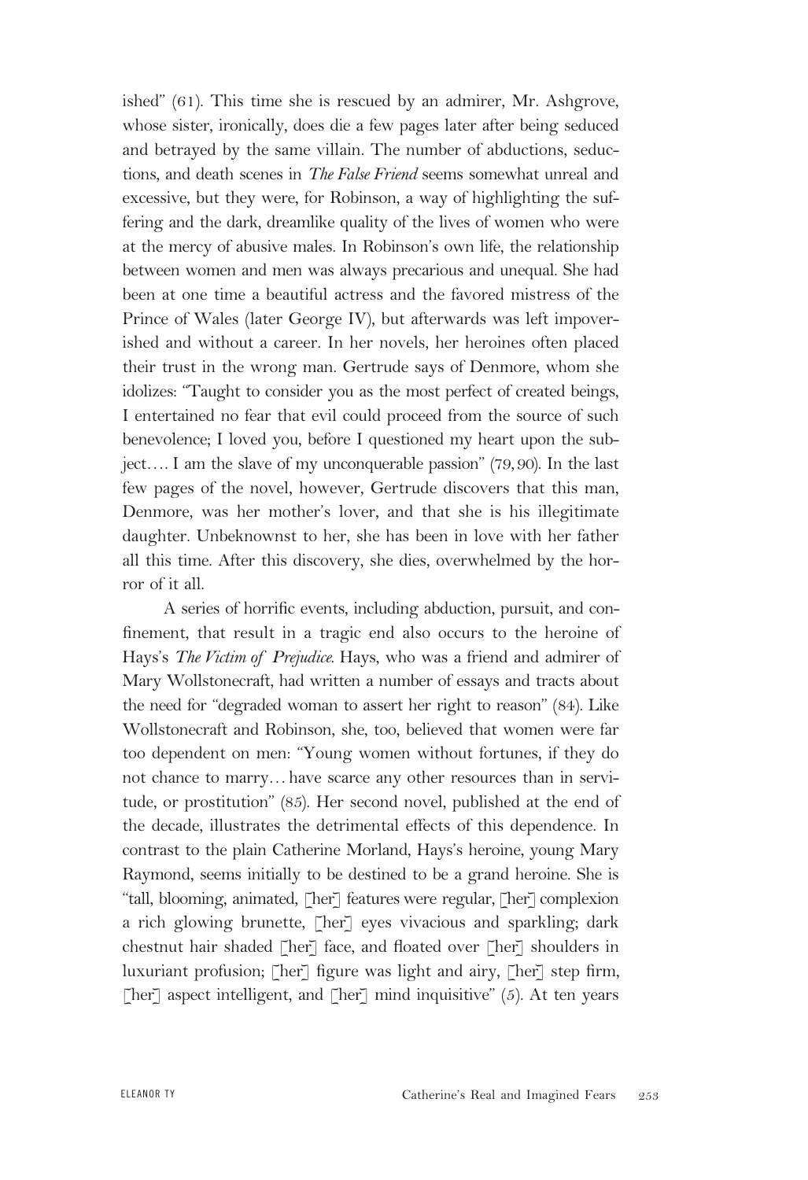ished" (61). This time she is rescued by an admirer, Mr. Ashgrove, whose sister, ironically, does die a few pages later after being seduced and betrayed by the same villain. The number of abductions, seductions, and death scenes in *The False Friend* seems somewhat unreal and excessive, but they were, for Robinson, a way of highlighting the suffering and the dark, dreamlike quality of the lives of women who were at the mercy of abusive males. In Robinson's own life, the relationship between women and men was always precarious and unequal. She had been at one time a beautiful actress and the favored mistress of the Prince of Wales (later George IV), but afterwards was left impoverished and without a career. In her novels, her heroines often placed their trust in the wrong man. Gertrude says of Denmore, whom she idolizes: "Taught to consider you as the most perfect of created beings, I entertained no fear that evil could proceed from the source of such benevolence; I loved you, before I questioned my heart upon the subject.... I am the slave of my unconquerable passion" (79, 90). In the last few pages of the novel, however, Gertrude discovers that this man, Denmore, was her mother's lover, and that she is his illegitimate daughter. Unbeknownst to her, she has been in love with her father all this time. After this discovery, she dies, overwhelmed by the horror of it all.

A series of horrific events, including abduction, pursuit, and confinement, that result in a tragic end also occurs to the heroine of Hays's *The Victim of Prejudice*. Hays, who was a friend and admirer of Mary Wollstonecraft, had written a number of essays and tracts about the need for "degraded woman to assert her right to reason" (84). Like Wollstonecraft and Robinson, she, too, believed that women were far too dependent on men: "Young women without fortunes, if they do not chance to marry... have scarce any other resources than in servitude, or prostitution" (85). Her second novel, published at the end of the decade, illustrates the detrimental effects of this dependence. In contrast to the plain Catherine Morland, Hays's heroine, young Mary Raymond, seems initially to be destined to be a grand heroine. She is "tall, blooming, animated, [her] features were regular, [her] complexion a rich glowing brunette, [her] eyes vivacious and sparkling; dark chestnut hair shaded [her] face, and floated over [her] shoulders in luxuriant profusion; [her] figure was light and airy, [her] step firm, [her] aspect intelligent, and [her] mind inquisitive" (5). At ten years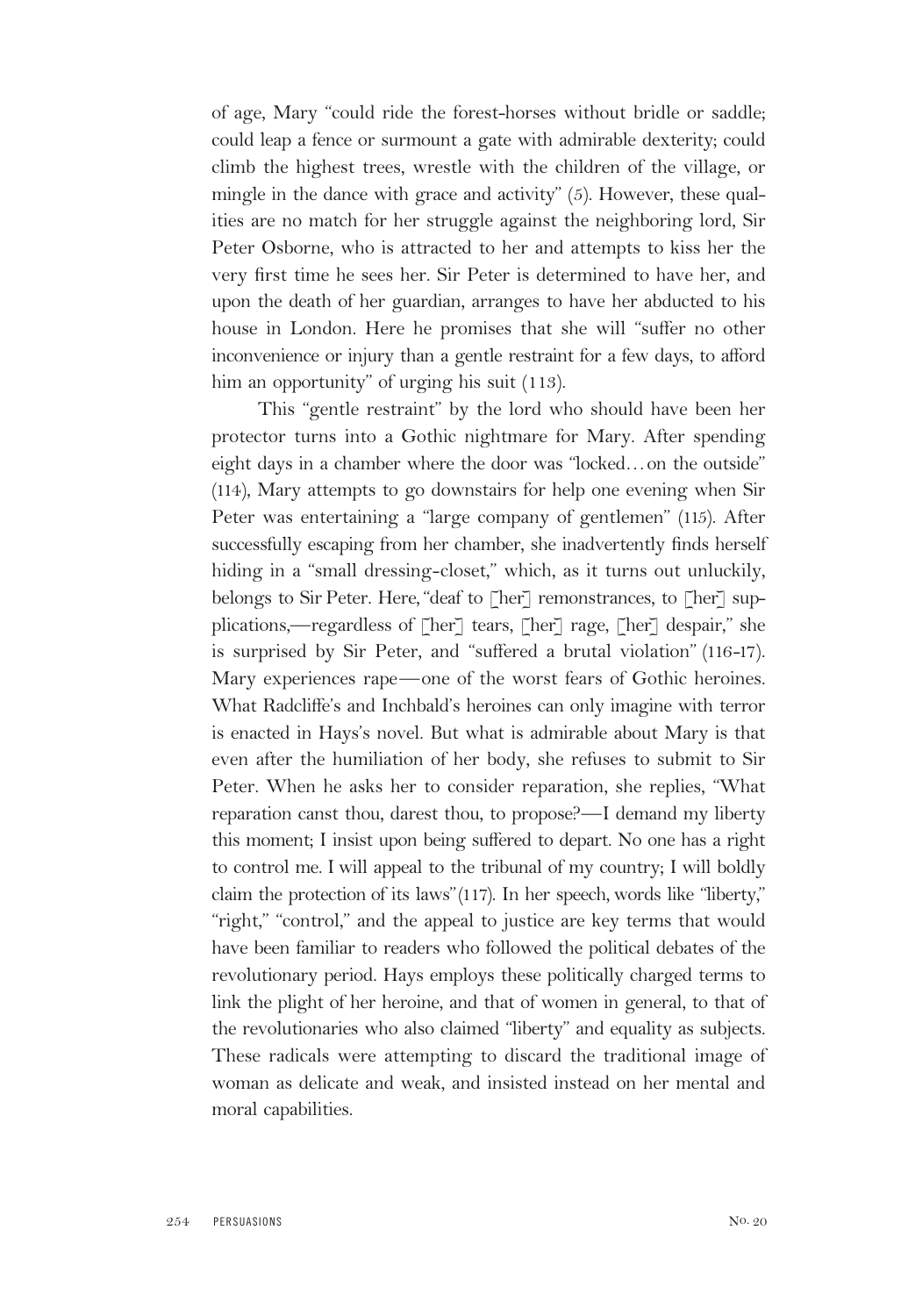of age, Mary "could ride the forest-horses without bridle or saddle; could leap a fence or surmount a gate with admirable dexterity; could climb the highest trees, wrestle with the children of the village, or mingle in the dance with grace and activity" (5). However, these qualities are no match for her struggle against the neighboring lord, Sir Peter Osborne, who is attracted to her and attempts to kiss her the very first time he sees her. Sir Peter is determined to have her, and upon the death of her guardian, arranges to have her abducted to his house in London. Here he promises that she will "suffer no other inconvenience or injury than a gentle restraint for a few days, to afford him an opportunity" of urging his suit (113).

This "gentle restraint" by the lord who should have been her protector turns into a Gothic nightmare for Mary. After spending eight days in a chamber where the door was "locked…on the outside" (114), Mary attempts to go downstairs for help one evening when Sir Peter was entertaining a "large company of gentlemen" (115). After successfully escaping from her chamber, she inadvertently finds herself hiding in a "small dressing-closet," which, as it turns out unluckily, belongs to Sir Peter. Here, "deaf to [her] remonstrances, to [her] supplications,—regardless of [her] tears, [her] rage, [her] despair," she is surprised by Sir Peter, and "suffered a brutal violation" (116-17). Mary experiences rape—one of the worst fears of Gothic heroines. What Radcliffe's and Inchbald's heroines can only imagine with terror is enacted in Hays's novel. But what is admirable about Mary is that even after the humiliation of her body, she refuses to submit to Sir Peter. When he asks her to consider reparation, she replies, "What reparation canst thou, darest thou, to propose?—I demand my liberty this moment; I insist upon being suffered to depart. No one has a right to control me. I will appeal to the tribunal of my country; I will boldly claim the protection of its laws" (117). In her speech, words like "liberty," "right," "control," and the appeal to justice are key terms that would have been familiar to readers who followed the political debates of the revolutionary period. Hays employs these politically charged terms to link the plight of her heroine, and that of women in general, to that of the revolutionaries who also claimed "liberty" and equality as subjects. These radicals were attempting to discard the traditional image of woman as delicate and weak, and insisted instead on her mental and moral capabilities.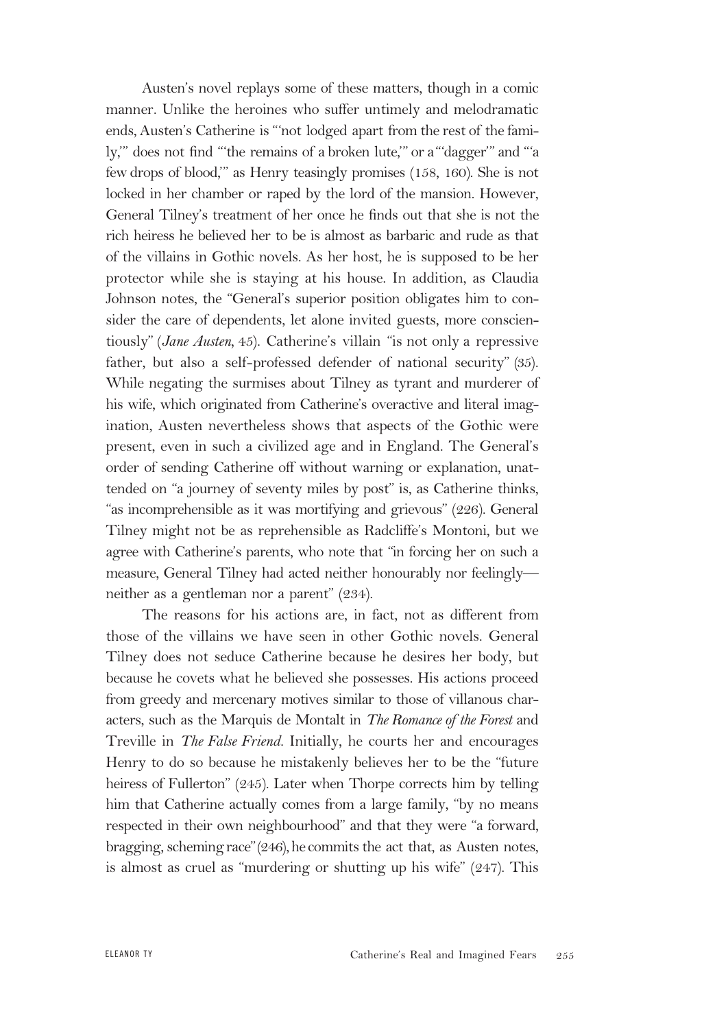Austen's novel replays some of these matters, though in a comic manner. Unlike the heroines who suffer untimely and melodramatic ends, Austen's Catherine is "'not lodged apart from the rest of the family,'" does not find "'the remains of a broken lute,'" or a "'dagger'" and "'a few drops of blood,'" as Henry teasingly promises (158, 160). She is not locked in her chamber or raped by the lord of the mansion. However, General Tilney's treatment of her once he finds out that she is not the rich heiress he believed her to be is almost as barbaric and rude as that of the villains in Gothic novels. As her host, he is supposed to be her protector while she is staying at his house. In addition, as Claudia Johnson notes, the "General's superior position obligates him to consider the care of dependents, let alone invited guests, more conscientiously" (*Jane Austen*, 45). Catherine's villain "is not only a repressive father, but also a self-professed defender of national security" (35). While negating the surmises about Tilney as tyrant and murderer of his wife, which originated from Catherine's overactive and literal imagination, Austen nevertheless shows that aspects of the Gothic were present, even in such a civilized age and in England. The General's order of sending Catherine off without warning or explanation, unattended on "a journey of seventy miles by post" is, as Catherine thinks, "as incomprehensible as it was mortifying and grievous" (226). General Tilney might not be as reprehensible as Radcliffe's Montoni, but we agree with Catherine's parents, who note that "in forcing her on such a measure, General Tilney had acted neither honourably nor feelingly—neither as a gentleman nor a parent" (234).

The reasons for his actions are, in fact, not as different from those of the villains we have seen in other Gothic novels. General Tilney does not seduce Catherine because he desires her body, but because he covets what he believed she possesses. His actions proceed from greedy and mercenary motives similar to those of villanous characters, such as the Marquis de Montalt in *The Romance of the Forest* and Treville in *The False Friend*. Initially, he courts her and encourages Henry to do so because he mistakenly believes her to be the "future heiress of Fullerton" (245). Later when Thorpe corrects him by telling him that Catherine actually comes from a large family, "by no means respected in their own neighbourhood" and that they were "a forward, bragging, scheming race" (246), he commits the act that, as Austen notes, is almost as cruel as "murdering or shutting up his wife" (247). This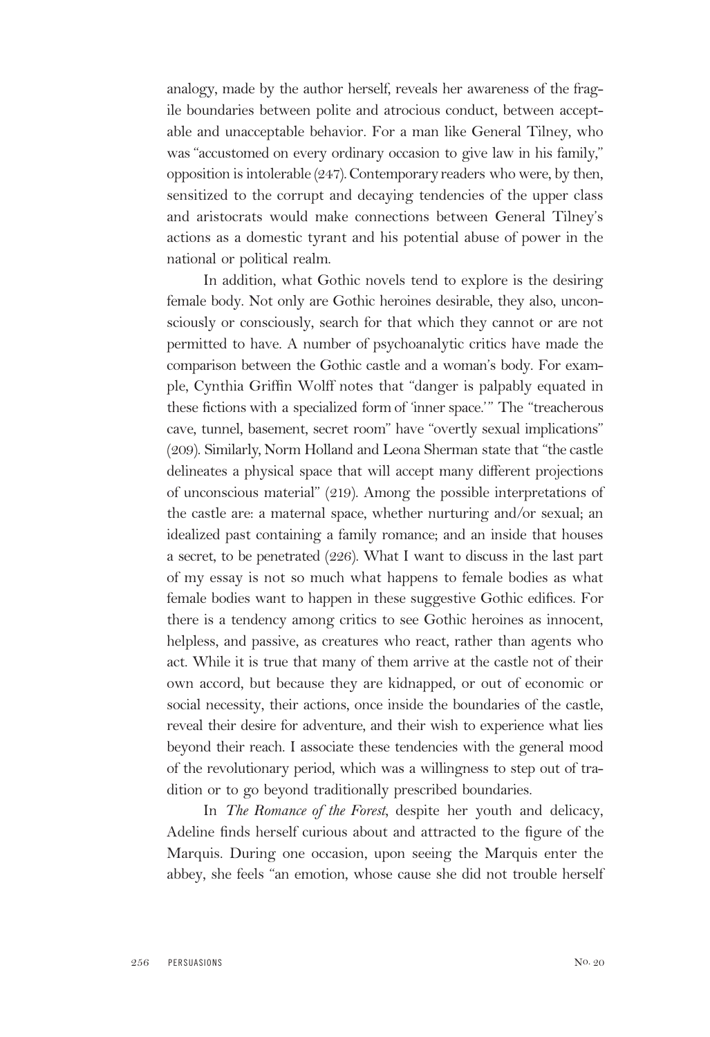analogy, made by the author herself, reveals her awareness of the fragile boundaries between polite and atrocious conduct, between acceptable and unacceptable behavior. For a man like General Tilney, who was "accustomed on every ordinary occasion to give law in his family," opposition is intolerable (247). Contemporary readers who were, by then, sensitized to the corrupt and decaying tendencies of the upper class and aristocrats would make connections between General Tilney's actions as a domestic tyrant and his potential abuse of power in the national or political realm.

In addition, what Gothic novels tend to explore is the desiring female body. Not only are Gothic heroines desirable, they also, unconsciously or consciously, search for that which they cannot or are not permitted to have. A number of psychoanalytic critics have made the comparison between the Gothic castle and a woman's body. For example, Cynthia Griffin Wolff notes that "danger is palpably equated in these fictions with a specialized form of 'inner space.'" The "treacherous cave, tunnel, basement, secret room" have "overtly sexual implications" (209). Similarly, Norm Holland and Leona Sherman state that "the castle delineates a physical space that will accept many different projections of unconscious material" (219). Among the possible interpretations of the castle are: a maternal space, whether nurturing and/or sexual; an idealized past containing a family romance; and an inside that houses a secret, to be penetrated (226). What I want to discuss in the last part of my essay is not so much what happens to female bodies as what female bodies want to happen in these suggestive Gothic edifices. For there is a tendency among critics to see Gothic heroines as innocent, helpless, and passive, as creatures who react, rather than agents who act. While it is true that many of them arrive at the castle not of their own accord, but because they are kidnapped, or out of economic or social necessity, their actions, once inside the boundaries of the castle, reveal their desire for adventure, and their wish to experience what lies beyond their reach. I associate these tendencies with the general mood of the revolutionary period, which was a willingness to step out of tradition or to go beyond traditionally prescribed boundaries.

In *The Romance of the Forest*, despite her youth and delicacy, Adeline finds herself curious about and attracted to the figure of the Marquis. During one occasion, upon seeing the Marquis enter the abbey, she feels "an emotion, whose cause she did not trouble herself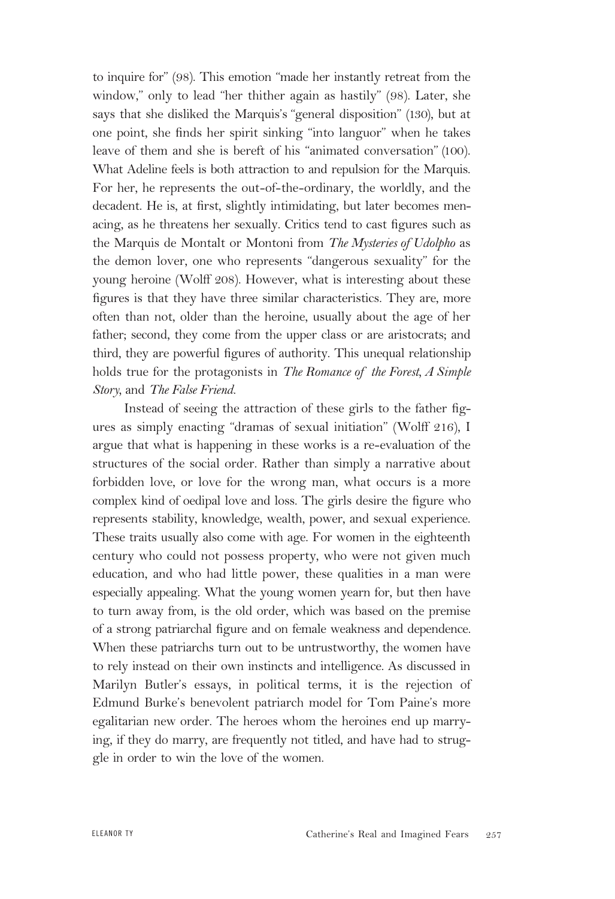to inquire for" (98). This emotion "made her instantly retreat from the window," only to lead "her thither again as hastily" (98). Later, she says that she disliked the Marquis's "general disposition" (130), but at one point, she finds her spirit sinking "into languor" when he takes leave of them and she is bereft of his "animated conversation" (100). What Adeline feels is both attraction to and repulsion for the Marquis. For her, he represents the out-of-the-ordinary, the worldly, and the decadent. He is, at first, slightly intimidating, but later becomes menacing, as he threatens her sexually. Critics tend to cast figures such as the Marquis de Montalt or Montoni from *The Mysteries of Udolpho* as the demon lover, one who represents "dangerous sexuality" for the young heroine (Wolff 208). However, what is interesting about these figures is that they have three similar characteristics. They are, more often than not, older than the heroine, usually about the age of her father; second, they come from the upper class or are aristocrats; and third, they are powerful figures of authority. This unequal relationship holds true for the protagonists in *The Romance of the Forest*, *A Simple Story*, and *The False Friend*.

Instead of seeing the attraction of these girls to the father figures as simply enacting "dramas of sexual initiation" (Wolff 216), I argue that what is happening in these works is a re-evaluation of the structures of the social order. Rather than simply a narrative about forbidden love, or love for the wrong man, what occurs is a more complex kind of oedipal love and loss. The girls desire the figure who represents stability, knowledge, wealth, power, and sexual experience. These traits usually also come with age. For women in the eighteenth century who could not possess property, who were not given much education, and who had little power, these qualities in a man were especially appealing. What the young women yearn for, but then have to turn away from, is the old order, which was based on the premise of a strong patriarchal figure and on female weakness and dependence. When these patriarchs turn out to be untrustworthy, the women have to rely instead on their own instincts and intelligence. As discussed in Marilyn Butler's essays, in political terms, it is the rejection of Edmund Burke's benevolent patriarch model for Tom Paine's more egalitarian new order. The heroes whom the heroines end up marrying, if they do marry, are frequently not titled, and have had to struggle in order to win the love of the women.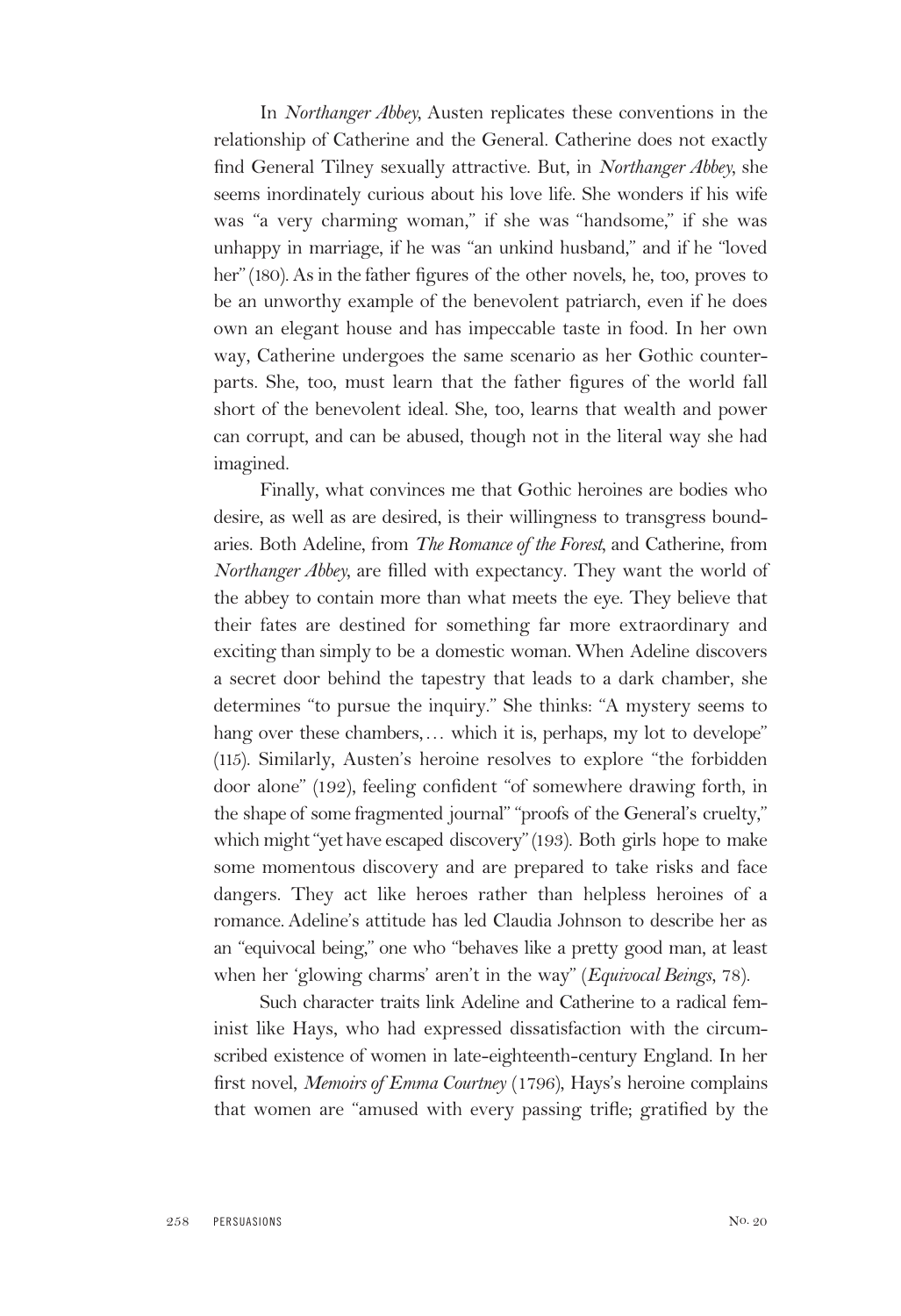In *Northanger Abbey*, Austen replicates these conventions in the relationship of Catherine and the General. Catherine does not exactly find General Tilney sexually attractive. But, in *Northanger Abbey*, she seems inordinately curious about his love life. She wonders if his wife was "a very charming woman," if she was "handsome," if she was unhappy in marriage, if he was "an unkind husband," and if he "loved her" (180). As in the father figures of the other novels, he, too, proves to be an unworthy example of the benevolent patriarch, even if he does own an elegant house and has impeccable taste in food. In her own way, Catherine undergoes the same scenario as her Gothic counterparts. She, too, must learn that the father figures of the world fall short of the benevolent ideal. She, too, learns that wealth and power can corrupt, and can be abused, though not in the literal way she had imagined.

Finally, what convinces me that Gothic heroines are bodies who desire, as well as are desired, is their willingness to transgress boundaries. Both Adeline, from *The Romance of the Forest*, and Catherine, from *Northanger Abbey*, are filled with expectancy. They want the world of the abbey to contain more than what meets the eye. They believe that their fates are destined for something far more extraordinary and exciting than simply to be a domestic woman. When Adeline discovers a secret door behind the tapestry that leads to a dark chamber, she determines "to pursue the inquiry." She thinks: "A mystery seems to hang over these chambers, . . . which it is, perhaps, my lot to develope" (115). Similarly, Austen's heroine resolves to explore "the forbidden door alone" (192), feeling confident "of somewhere drawing forth, in the shape of some fragmented journal" "proofs of the General's cruelty," which might "yet have escaped discovery" (193). Both girls hope to make some momentous discovery and are prepared to take risks and face dangers. They act like heroes rather than helpless heroines of a romance. Adeline's attitude has led Claudia Johnson to describe her as an "equivocal being," one who "behaves like a pretty good man, at least when her 'glowing charms' aren't in the way" (*Equivocal Beings*, 78).

Such character traits link Adeline and Catherine to a radical feminist like Hays, who had expressed dissatisfaction with the circumscribed existence of women in late-eighteenth-century England. In her first novel, *Memoirs of Emma Courtney* (1796), Hays's heroine complains that women are "amused with every passing trifle; gratified by the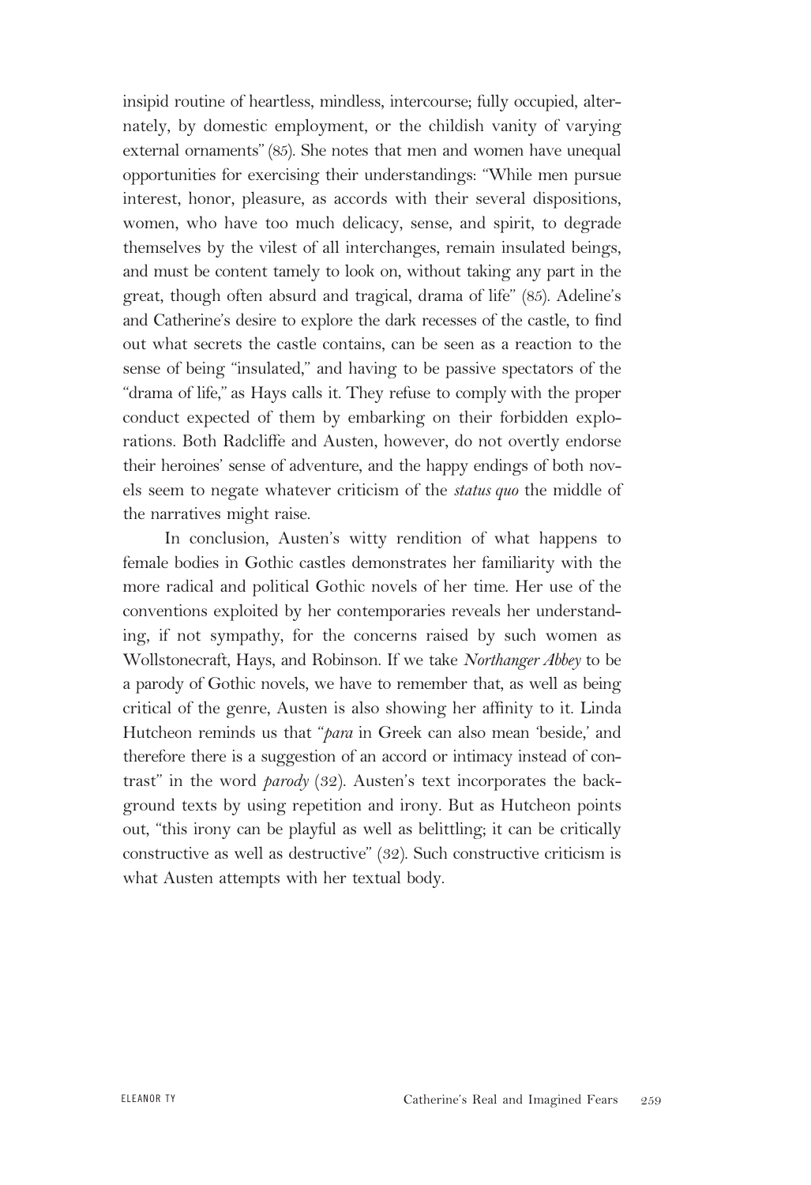insipid routine of heartless, mindless, intercourse; fully occupied, alternately, by domestic employment, or the childish vanity of varying external ornaments" (85). She notes that men and women have unequal opportunities for exercising their understandings: "While men pursue interest, honor, pleasure, as accords with their several dispositions, women, who have too much delicacy, sense, and spirit, to degrade themselves by the vilest of all interchanges, remain insulated beings, and must be content tamely to look on, without taking any part in the great, though often absurd and tragical, drama of life" (85). Adeline's and Catherine's desire to explore the dark recesses of the castle, to find out what secrets the castle contains, can be seen as a reaction to the sense of being "insulated," and having to be passive spectators of the "drama of life," as Hays calls it. They refuse to comply with the proper conduct expected of them by embarking on their forbidden explorations. Both Radcliffe and Austen, however, do not overtly endorse their heroines' sense of adventure, and the happy endings of both novels seem to negate whatever criticism of the *status quo* the middle of the narratives might raise.

In conclusion, Austen's witty rendition of what happens to female bodies in Gothic castles demonstrates her familiarity with the more radical and political Gothic novels of her time. Her use of the conventions exploited by her contemporaries reveals her understanding, if not sympathy, for the concerns raised by such women as Wollstonecraft, Hays, and Robinson. If we take *Northanger Abbey* to be a parody of Gothic novels, we have to remember that, as well as being critical of the genre, Austen is also showing her affinity to it. Linda Hutcheon reminds us that "*para* in Greek can also mean 'beside,' and therefore there is a suggestion of an accord or intimacy instead of contrast" in the word *parody* (32). Austen's text incorporates the background texts by using repetition and irony. But as Hutcheon points out, "this irony can be playful as well as belittling; it can be critically constructive as well as destructive" (32). Such constructive criticism is what Austen attempts with her textual body.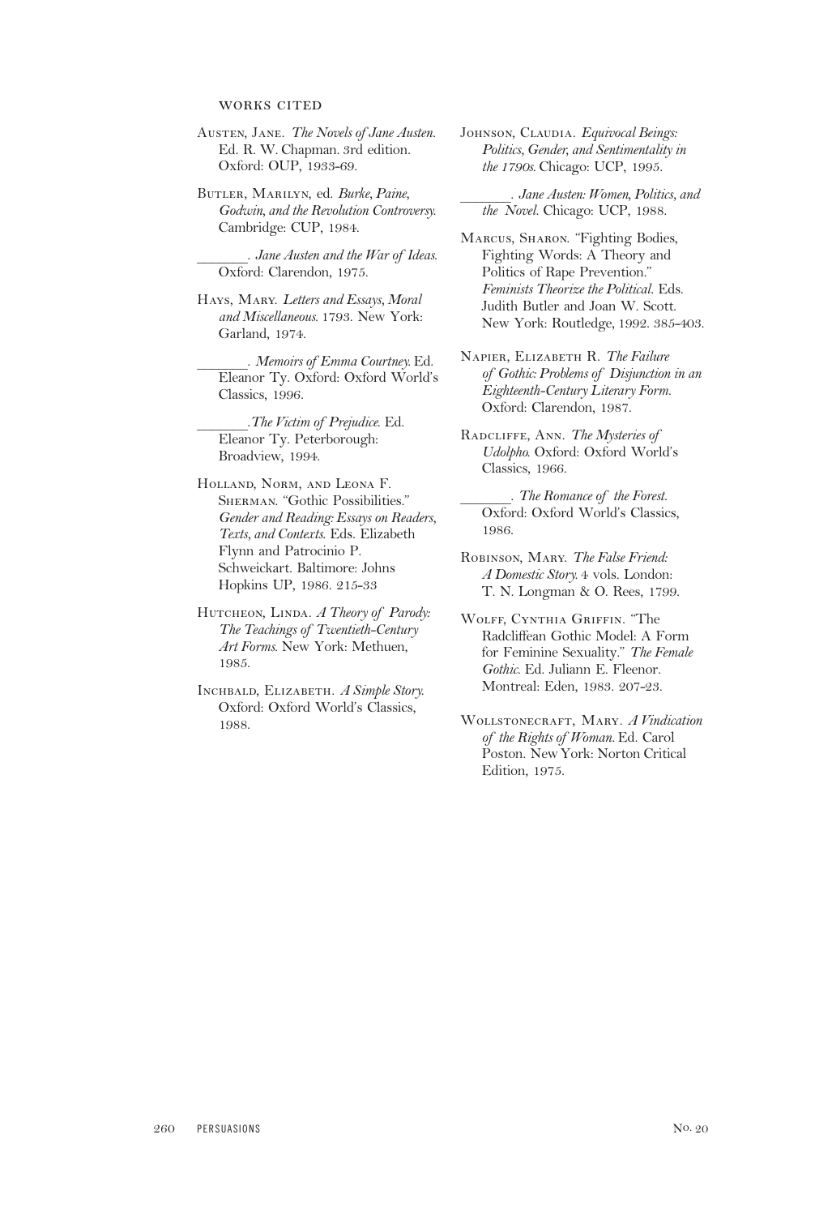## WORKS CITED

Austen, Jane. *The Novels of Jane Austen*. Ed. R. W. Chapman. 3rd edition. Oxford: OUP, 1933-69.

Butler, Marilyn, ed. *Burke, Paine, Godwin, and the Revolution Controversy.* Cambridge: CUP, 1984.

_______. *Jane Austen and the War of Ideas.* Oxford: Clarendon, 1975.

Hays, Mary. *Letters and Essays, Moral and Miscellaneous.* 1793. New York: Garland, 1974.

_______. *Memoirs of Emma Courtney.* Ed. Eleanor Ty. Oxford: Oxford World's Classics, 1996.

_______.*The Victim of Prejudice.* Ed. Eleanor Ty. Peterborough: Broadview, 1994.

Holland, Norm, and Leona F. Sherman. "Gothic Possibilities." *Gender and Reading: Essays on Readers, Texts, and Contexts.* Eds. Elizabeth Flynn and Patrocinio P. Schweickart. Baltimore: Johns Hopkins UP, 1986. 215-33

Hutcheon, Linda. *A Theory of Parody: The Teachings of Twentieth-Century Art Forms.* New York: Methuen, 1985.

Inchbald, Elizabeth. *A Simple Story.* Oxford: Oxford World's Classics, 1988.

Johnson, Claudia. *Equivocal Beings: Politics, Gender, and Sentimentality in the 1790s.* Chicago: UCP, 1995.

_______. *Jane Austen: Women, Politics, and the Novel.* Chicago: UCP, 1988.

Marcus, Sharon. "Fighting Bodies, Fighting Words: A Theory and Politics of Rape Prevention." *Feminists Theorize the Political.* Eds. Judith Butler and Joan W. Scott. New York: Routledge, 1992. 385-403.

Napier, Elizabeth R. *The Failure of Gothic: Problems of Disjunction in an Eighteenth-Century Literary Form.* Oxford: Clarendon, 1987.

Radcliffe, Ann. *The Mysteries of Udolpho.* Oxford: Oxford World's Classics, 1966.

_______. *The Romance of the Forest.* Oxford: Oxford World's Classics, 1986.

Robinson, Mary. *The False Friend: A Domestic Story.* 4 vols. London: T. N. Longman & O. Rees, 1799.

Wolff, Cynthia Griffin. "The Radcliffean Gothic Model: A Form for Feminine Sexuality." *The Female Gothic.* Ed. Juliann E. Fleenor. Montreal: Eden, 1983. 207-23.

Wollstonecraft, Mary. *A Vindication of the Rights of Woman.* Ed. Carol Poston. New York: Norton Critical Edition, 1975.